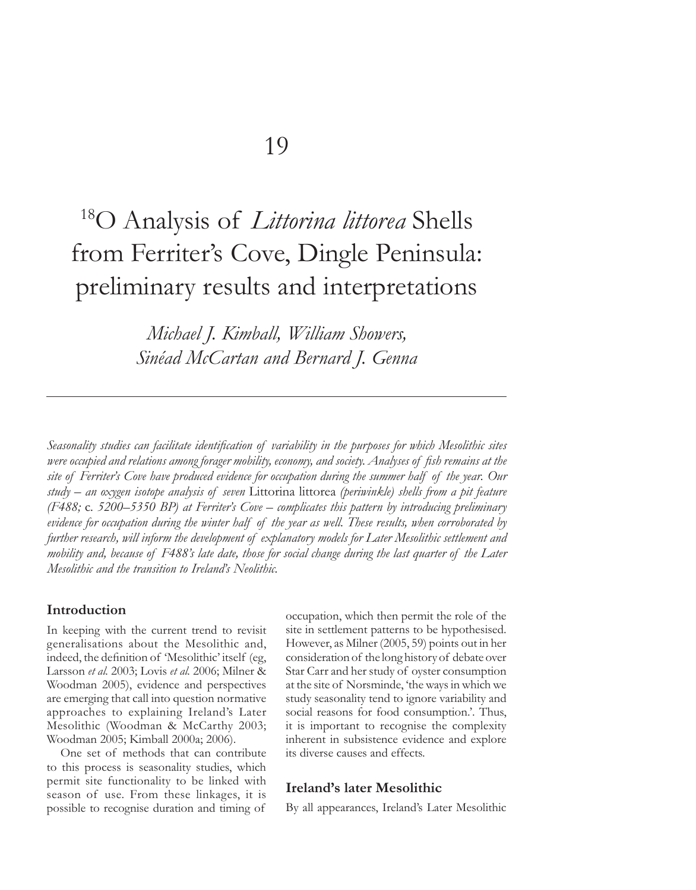# 19

# $^{18}$O Analysis of *Littorina littorea* Shells from Ferriter's Cove, Dingle Peninsula: preliminary results and interpretations

*Michael J. Kimball, William Showers, Sinéad McCartan and Bernard J. Genna*

---

*Seasonality studies can facilitate identification of variability in the purposes for which Mesolithic sites were occupied and relations among forager mobility, economy, and society. Analyses of fish remains at the site of Ferriter's Cove have produced evidence for occupation during the summer half of the year. Our study – an oxygen isotope analysis of seven* Littorina littorea *(periwinkle) shells from a pit feature (F488;* c. *5200–5350 BP) at Ferriter's Cove – complicates this pattern by introducing preliminary evidence for occupation during the winter half of the year as well. These results, when corroborated by further research, will inform the development of explanatory models for Later Mesolithic settlement and mobility and, because of F488's late date, those for social change during the last quarter of the Later Mesolithic and the transition to Ireland's Neolithic.*

## Introduction

In keeping with the current trend to revisit generalisations about the Mesolithic and, indeed, the definition of 'Mesolithic' itself (eg, Larsson *et al.* 2003; Lovis *et al.* 2006; Milner & Woodman 2005), evidence and perspectives are emerging that call into question normative approaches to explaining Ireland's Later Mesolithic (Woodman & McCarthy 2003; Woodman 2005; Kimball 2000a; 2006).

One set of methods that can contribute to this process is seasonality studies, which permit site functionality to be linked with season of use. From these linkages, it is possible to recognise duration and timing of occupation, which then permit the role of the site in settlement patterns to be hypothesised. However, as Milner (2005, 59) points out in her consideration of the long history of debate over Star Carr and her study of oyster consumption at the site of Norsminde, 'the ways in which we study seasonality tend to ignore variability and social reasons for food consumption.'. Thus, it is important to recognise the complexity inherent in subsistence evidence and explore its diverse causes and effects.

## Ireland's later Mesolithic

By all appearances, Ireland's Later Mesolithic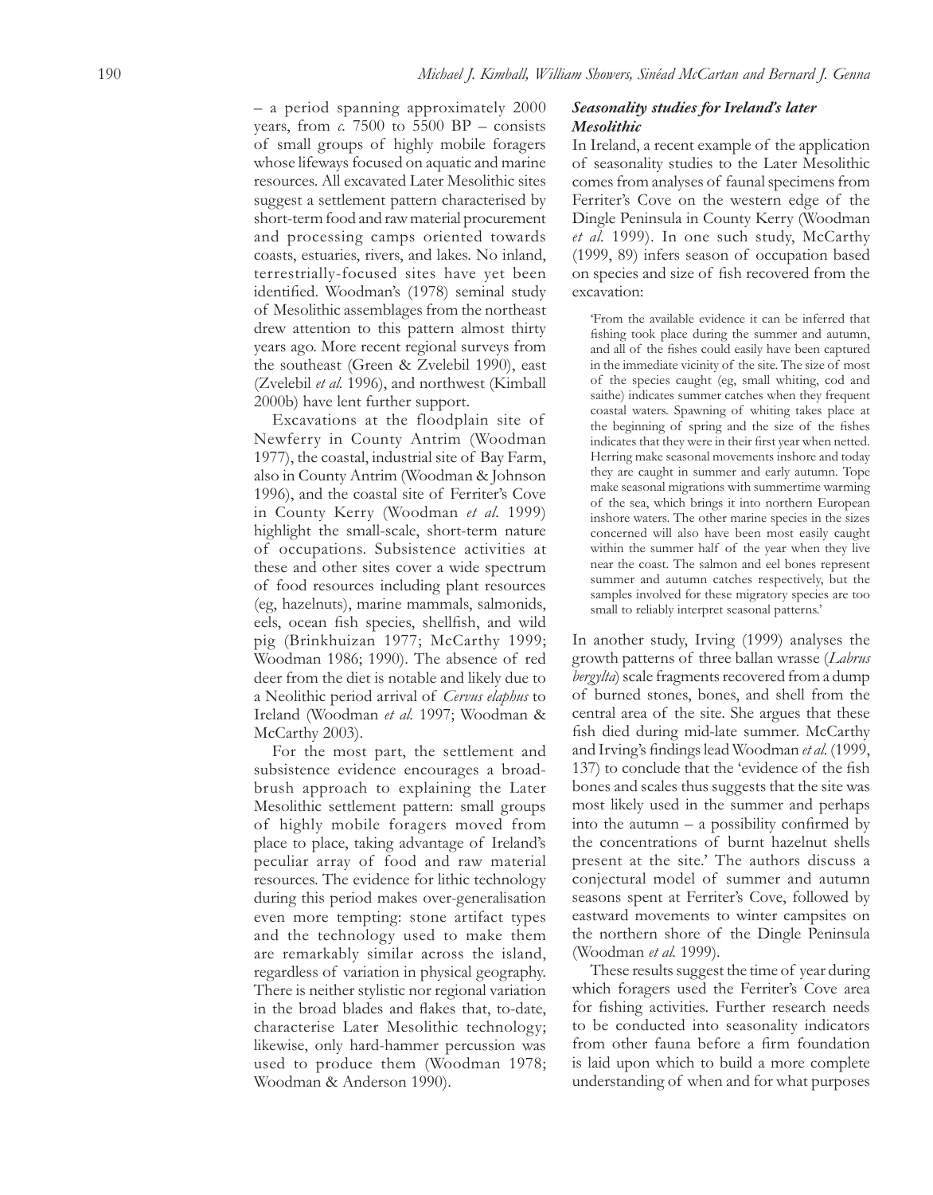– a period spanning approximately 2000 years, from *c.* 7500 to 5500 BP – consists of small groups of highly mobile foragers whose lifeways focused on aquatic and marine resources. All excavated Later Mesolithic sites suggest a settlement pattern characterised by short-term food and raw material procurement and processing camps oriented towards coasts, estuaries, rivers, and lakes. No inland, terrestrially-focused sites have yet been identified. Woodman's (1978) seminal study of Mesolithic assemblages from the northeast drew attention to this pattern almost thirty years ago. More recent regional surveys from the southeast (Green & Zvelebil 1990), east (Zvelebil *et al.* 1996), and northwest (Kimball 2000b) have lent further support.

Excavations at the floodplain site of Newferry in County Antrim (Woodman 1977), the coastal, industrial site of Bay Farm, also in County Antrim (Woodman & Johnson 1996), and the coastal site of Ferriter's Cove in County Kerry (Woodman *et al.* 1999) highlight the small-scale, short-term nature of occupations. Subsistence activities at these and other sites cover a wide spectrum of food resources including plant resources (eg, hazelnuts), marine mammals, salmonids, eels, ocean fish species, shellfish, and wild pig (Brinkhuizan 1977; McCarthy 1999; Woodman 1986; 1990). The absence of red deer from the diet is notable and likely due to a Neolithic period arrival of *Cervus elaphus* to Ireland (Woodman *et al.* 1997; Woodman & McCarthy 2003).

For the most part, the settlement and subsistence evidence encourages a broad-brush approach to explaining the Later Mesolithic settlement pattern: small groups of highly mobile foragers moved from place to place, taking advantage of Ireland's peculiar array of food and raw material resources. The evidence for lithic technology during this period makes over-generalisation even more tempting: stone artifact types and the technology used to make them are remarkably similar across the island, regardless of variation in physical geography. There is neither stylistic nor regional variation in the broad blades and flakes that, to-date, characterise Later Mesolithic technology; likewise, only hard-hammer percussion was used to produce them (Woodman 1978; Woodman & Anderson 1990).

### *Seasonality studies for Ireland's later Mesolithic*

In Ireland, a recent example of the application of seasonality studies to the Later Mesolithic comes from analyses of faunal specimens from Ferriter's Cove on the western edge of the Dingle Peninsula in County Kerry (Woodman *et al.* 1999). In one such study, McCarthy (1999, 89) infers season of occupation based on species and size of fish recovered from the excavation:

> 'From the available evidence it can be inferred that fishing took place during the summer and autumn, and all of the fishes could easily have been captured in the immediate vicinity of the site. The size of most of the species caught (eg, small whiting, cod and saithe) indicates summer catches when they frequent coastal waters. Spawning of whiting takes place at the beginning of spring and the size of the fishes indicates that they were in their first year when netted. Herring make seasonal movements inshore and today they are caught in summer and early autumn. Tope make seasonal migrations with summertime warming of the sea, which brings it into northern European inshore waters. The other marine species in the sizes concerned will also have been most easily caught within the summer half of the year when they live near the coast. The salmon and eel bones represent summer and autumn catches respectively, but the samples involved for these migratory species are too small to reliably interpret seasonal patterns.'

In another study, Irving (1999) analyses the growth patterns of three ballan wrasse (*Labrus bergylta*) scale fragments recovered from a dump of burned stones, bones, and shell from the central area of the site. She argues that these fish died during mid-late summer. McCarthy and Irving's findings lead Woodman *et al.* (1999, 137) to conclude that the 'evidence of the fish bones and scales thus suggests that the site was most likely used in the summer and perhaps into the autumn – a possibility confirmed by the concentrations of burnt hazelnut shells present at the site.' The authors discuss a conjectural model of summer and autumn seasons spent at Ferriter's Cove, followed by eastward movements to winter campsites on the northern shore of the Dingle Peninsula (Woodman *et al.* 1999).

These results suggest the time of year during which foragers used the Ferriter's Cove area for fishing activities. Further research needs to be conducted into seasonality indicators from other fauna before a firm foundation is laid upon which to build a more complete understanding of when and for what purposes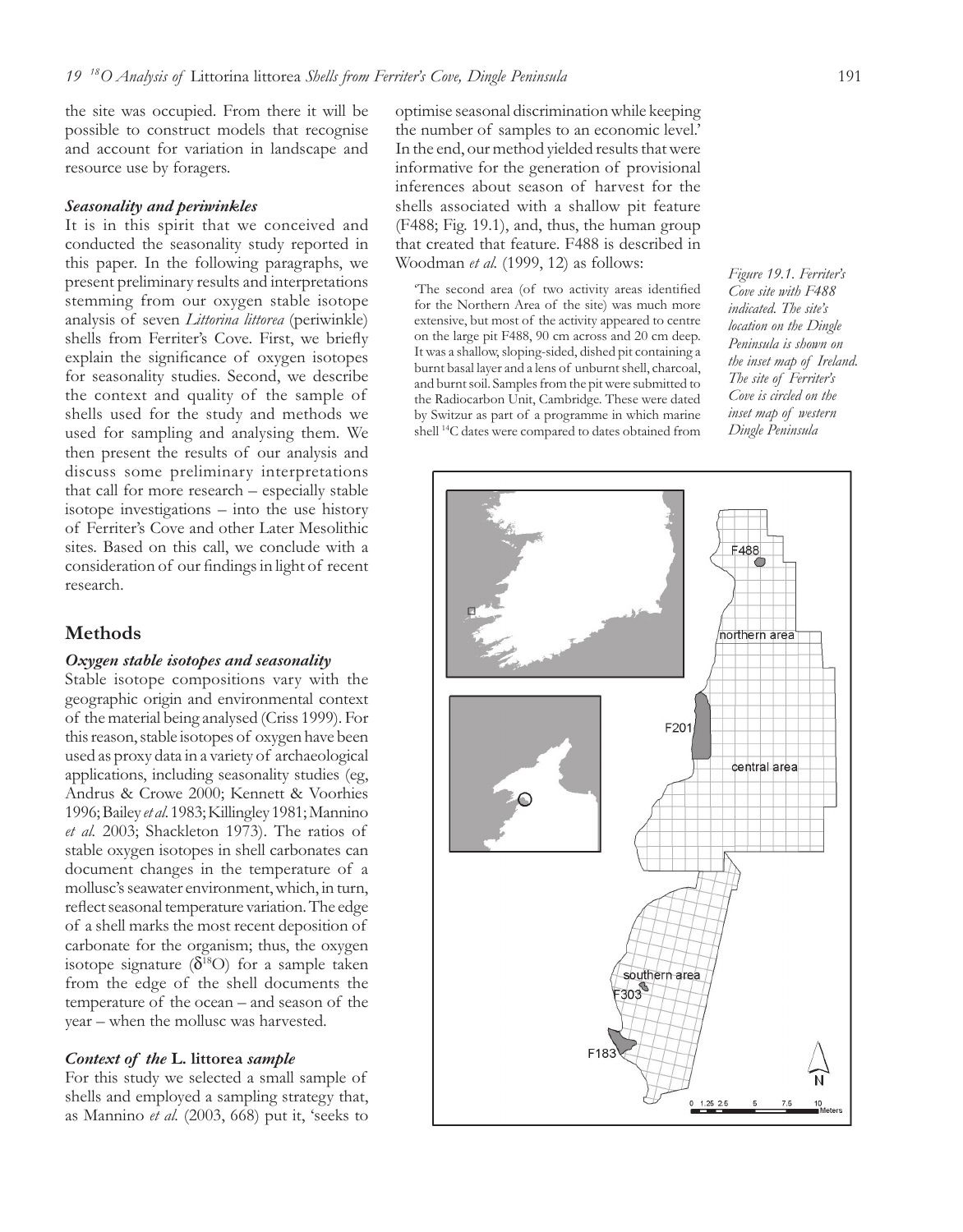the site was occupied. From there it will be possible to construct models that recognise and account for variation in landscape and resource use by foragers.

### *Seasonality and periwinkles*

It is in this spirit that we conceived and conducted the seasonality study reported in this paper. In the following paragraphs, we present preliminary results and interpretations stemming from our oxygen stable isotope analysis of seven *Littorina littorea* (periwinkle) shells from Ferriter's Cove. First, we briefly explain the significance of oxygen isotopes for seasonality studies. Second, we describe the context and quality of the sample of shells used for the study and methods we used for sampling and analysing them. We then present the results of our analysis and discuss some preliminary interpretations that call for more research – especially stable isotope investigations – into the use history of Ferriter's Cove and other Later Mesolithic sites. Based on this call, we conclude with a consideration of our findings in light of recent research.

## Methods

### *Oxygen stable isotopes and seasonality*

Stable isotope compositions vary with the geographic origin and environmental context of the material being analysed (Criss 1999). For this reason, stable isotopes of oxygen have been used as proxy data in a variety of archaeological applications, including seasonality studies (eg, Andrus & Crowe 2000; Kennett & Voorhies 1996; Bailey *et al.* 1983; Killingley 1981; Mannino *et al.* 2003; Shackleton 1973). The ratios of stable oxygen isotopes in shell carbonates can document changes in the temperature of a mollusc's seawater environment, which, in turn, reflect seasonal temperature variation. The edge of a shell marks the most recent deposition of carbonate for the organism; thus, the oxygen isotope signature ($\delta^{18}$O) for a sample taken from the edge of the shell documents the temperature of the ocean – and season of the year – when the mollusc was harvested.

### *Context of the* L. littorea *sample*

For this study we selected a small sample of shells and employed a sampling strategy that, as Mannino *et al.* (2003, 668) put it, 'seeks to optimise seasonal discrimination while keeping the number of samples to an economic level.' In the end, our method yielded results that were informative for the generation of provisional inferences about season of harvest for the shells associated with a shallow pit feature (F488; Fig. 19.1), and, thus, the human group that created that feature. F488 is described in Woodman *et al.* (1999, 12) as follows:

> 'The second area (of two activity areas identified for the Northern Area of the site) was much more extensive, but most of the activity appeared to centre on the large pit F488, 90 cm across and 20 cm deep. It was a shallow, sloping-sided, dished pit containing a burnt basal layer and a lens of unburnt shell, charcoal, and burnt soil. Samples from the pit were submitted to the Radiocarbon Unit, Cambridge. These were dated by Switzur as part of a programme in which marine shell $^{14}$C dates were compared to dates obtained from

*Figure 19.1. Ferriter's Cove site with F488 indicated. The site's location on the Dingle Peninsula is shown on the inset map of Ireland. The site of Ferriter's Cove is circled on the inset map of western Dingle Peninsula*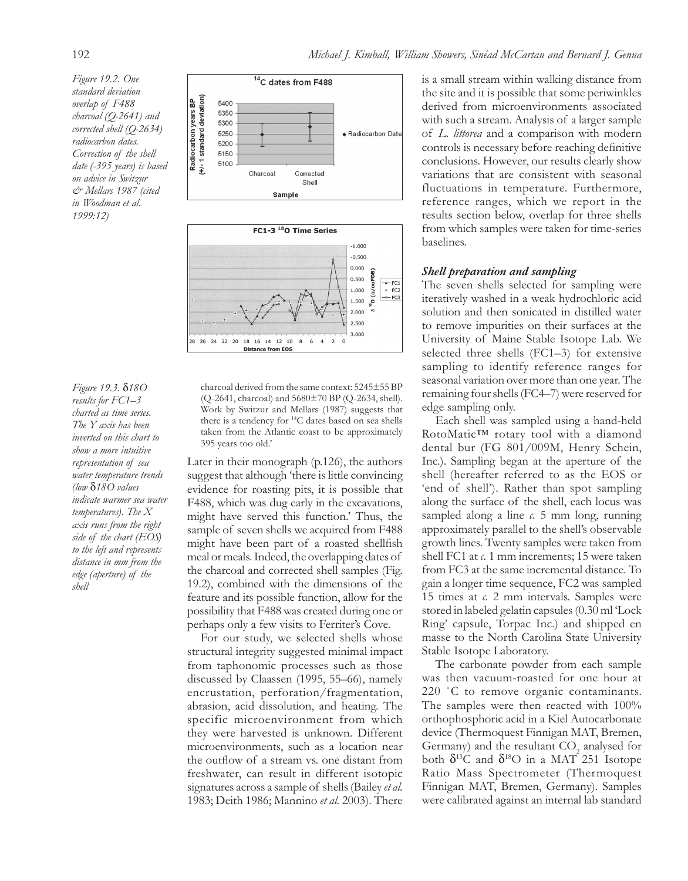*Figure 19.2. One standard deviation overlap of F488 charcoal (Q-2641) and corrected shell (Q-2634) radiocarbon dates. Correction of the shell date (-395 years) is based on advice in Switzur & Mellars 1987 (cited in Woodman et al. 1999:12)*

*Figure 19.3. δ18O results for FC1–3 charted as time series. The Y axis has been inverted on this chart to show a more intuitive representation of sea water temperature trends (low δ18O values indicate warmer sea water temperatures). The X axis runs from the right side of the chart (EOS) to the left and represents distance in mm from the edge (aperture) of the shell*

> charcoal derived from the same context: 5245±55 BP (Q-2641, charcoal) and 5680±70 BP (Q-2634, shell). Work by Switzur and Mellars (1987) suggests that there is a tendency for [14]C dates based on sea shells taken from the Atlantic coast to be approximately 395 years too old.'

Later in their monograph (p.126), the authors suggest that although 'there is little convincing evidence for roasting pits, it is possible that F488, which was dug early in the excavations, might have served this function.' Thus, the sample of seven shells we acquired from F488 might have been part of a roasted shellfish meal or meals. Indeed, the overlapping dates of the charcoal and corrected shell samples (Fig. 19.2), combined with the dimensions of the feature and its possible function, allow for the possibility that F488 was created during one or perhaps only a few visits to Ferriter's Cove.

For our study, we selected shells whose structural integrity suggested minimal impact from taphonomic processes such as those discussed by Claassen (1995, 55–66), namely encrustation, perforation/fragmentation, abrasion, acid dissolution, and heating. The specific microenvironment from which they were harvested is unknown. Different microenvironments, such as a location near the outflow of a stream vs. one distant from freshwater, can result in different isotopic signatures across a sample of shells (Bailey *et al.* 1983; Deith 1986; Mannino *et al.* 2003). There is a small stream within walking distance from the site and it is possible that some periwinkles derived from microenvironments associated with such a stream. Analysis of a larger sample of *L. littorea* and a comparison with modern controls is necessary before reaching definitive conclusions. However, our results clearly show variations that are consistent with seasonal fluctuations in temperature. Furthermore, reference ranges, which we report in the results section below, overlap for three shells from which samples were taken for time-series baselines.

### *Shell preparation and sampling*

The seven shells selected for sampling were iteratively washed in a weak hydrochloric acid solution and then sonicated in distilled water to remove impurities on their surfaces at the University of Maine Stable Isotope Lab. We selected three shells (FC1–3) for extensive sampling to identify reference ranges for seasonal variation over more than one year. The remaining four shells (FC4–7) were reserved for edge sampling only.

Each shell was sampled using a hand-held RotoMatic™ rotary tool with a diamond dental bur (FG 801/009M, Henry Schein, Inc.). Sampling began at the aperture of the shell (hereafter referred to as the EOS or 'end of shell'). Rather than spot sampling along the surface of the shell, each locus was sampled along a line *c.* 5 mm long, running approximately parallel to the shell's observable growth lines. Twenty samples were taken from shell FC1 at *c.* 1 mm increments; 15 were taken from FC3 at the same incremental distance. To gain a longer time sequence, FC2 was sampled 15 times at *c.* 2 mm intervals. Samples were stored in labeled gelatin capsules (0.30 ml 'Lock Ring' capsule, Torpac Inc.) and shipped en masse to the North Carolina State University Stable Isotope Laboratory.

The carbonate powder from each sample was then vacuum-roasted for one hour at 220 °C to remove organic contaminants. The samples were then reacted with 100% orthophosphoric acid in a Kiel Autocarbonate device (Thermoquest Finnigan MAT, Bremen, Germany) and the resultant $CO_2$ analysed for both $\delta^{13}C$ and $\delta^{18}O$ in a MAT 251 Isotope Ratio Mass Spectrometer (Thermoquest Finnigan MAT, Bremen, Germany). Samples were calibrated against an internal lab standard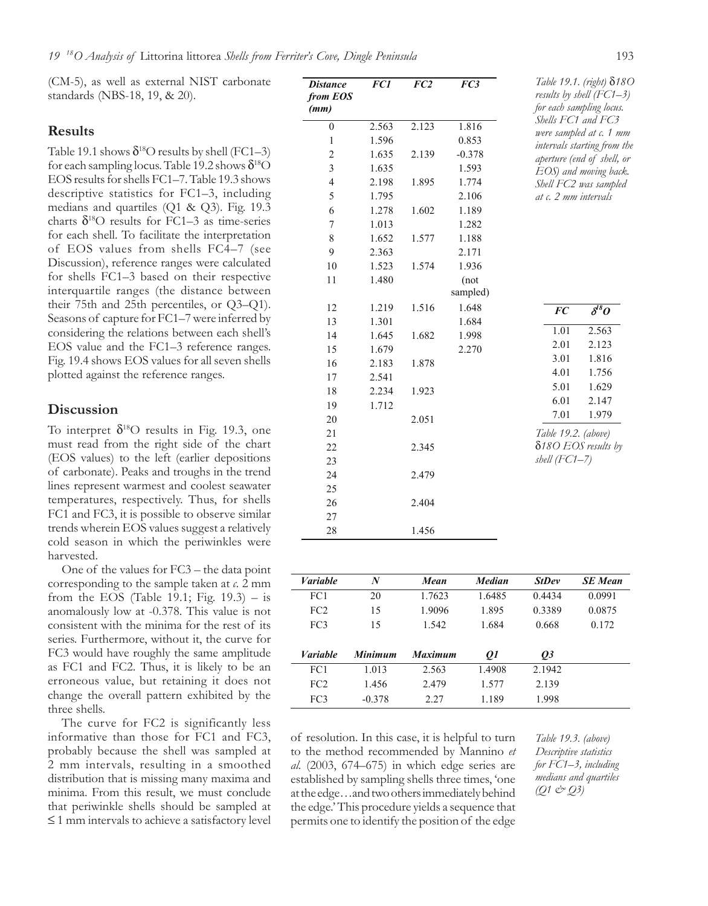(CM-5), as well as external NIST carbonate standards (NBS-18, 19, & 20).

## Results

Table 19.1 shows $\delta^{18}O$ results by shell (FC1–3) for each sampling locus. Table 19.2 shows $\delta^{18}O$ EOS results for shells FC1–7. Table 19.3 shows descriptive statistics for FC1–3, including medians and quartiles (Q1 & Q3). Fig. 19.3 charts $\delta^{18}O$ results for FC1–3 as time-series for each shell. To facilitate the interpretation of EOS values from shells FC4–7 (see Discussion), reference ranges were calculated for shells FC1–3 based on their respective interquartile ranges (the distance between their 75th and 25th percentiles, or Q3–Q1). Seasons of capture for FC1–7 were inferred by considering the relations between each shell's EOS value and the FC1–3 reference ranges. Fig. 19.4 shows EOS values for all seven shells plotted against the reference ranges.

## Discussion

To interpret $\delta^{18}O$ results in Fig. 19.3, one must read from the right side of the chart (EOS values) to the left (earlier depositions of carbonate). Peaks and troughs in the trend lines represent warmest and coolest seawater temperatures, respectively. Thus, for shells FC1 and FC3, it is possible to observe similar trends wherein EOS values suggest a relatively cold season in which the periwinkles were harvested.

One of the values for FC3 – the data point corresponding to the sample taken at *c.* 2 mm from the EOS (Table 19.1; Fig. 19.3) – is anomalously low at -0.378. This value is not consistent with the minima for the rest of its series. Furthermore, without it, the curve for FC3 would have roughly the same amplitude as FC1 and FC2. Thus, it is likely to be an erroneous value, but retaining it does not change the overall pattern exhibited by the three shells.

The curve for FC2 is significantly less informative than those for FC1 and FC3, probably because the shell was sampled at 2 mm intervals, resulting in a smoothed distribution that is missing many maxima and minima. From this result, we must conclude that periwinkle shells should be sampled at ≤ 1 mm intervals to achieve a satisfactory level of resolution. In this case, it is helpful to turn to the method recommended by Mannino *et al.* (2003, 674–675) in which edge series are established by sampling shells three times, 'one at the edge…and two others immediately behind the edge.' This procedure yields a sequence that permits one to identify the position of the edge

| *Distance from EOS (mm)* | *FC1* | *FC2* | *FC3* |
|---|---|---|---|
| 0 | 2.563 | 2.123 | 1.816 |
| 1 | 1.596 | | 0.853 |
| 2 | 1.635 | 2.139 | -0.378 |
| 3 | 1.635 | | 1.593 |
| 4 | 2.198 | 1.895 | 1.774 |
| 5 | 1.795 | | 2.106 |
| 6 | 1.278 | 1.602 | 1.189 |
| 7 | 1.013 | | 1.282 |
| 8 | 1.652 | 1.577 | 1.188 |
| 9 | 2.363 | | 2.171 |
| 10 | 1.523 | 1.574 | 1.936 |
| 11 | 1.480 | | (not sampled) |
| 12 | 1.219 | 1.516 | 1.648 |
| 13 | 1.301 | | 1.684 |
| 14 | 1.645 | 1.682 | 1.998 |
| 15 | 1.679 | | 2.270 |
| 16 | 2.183 | 1.878 | |
| 17 | 2.541 | | |
| 18 | 2.234 | 1.923 | |
| 19 | 1.712 | | |
| 20 | | 2.051 | |
| 21 | | | |
| 22 | | 2.345 | |
| 23 | | | |
| 24 | | 2.479 | |
| 25 | | | |
| 26 | | 2.404 | |
| 27 | | | |
| 28 | | 1.456 | |

*Table 19.1. (right) δ18O results by shell (FC1–3) for each sampling locus. Shells FC1 and FC3 were sampled at c. 1 mm intervals starting from the aperture (end of shell, or EOS) and moving back. Shell FC2 was sampled at c. 2 mm intervals*

| *FC* | $\delta^{18}O$ |
|---|---|
| 1.01 | 2.563 |
| 2.01 | 2.123 |
| 3.01 | 1.816 |
| 4.01 | 1.756 |
| 5.01 | 1.629 |
| 6.01 | 2.147 |
| 7.01 | 1.979 |

*Table 19.2. (above) δ18O EOS results by shell (FC1–7)*

| *Variable* | *N* | *Mean* | *Median* | *StDev* | *SE Mean* |
|---|---|---|---|---|---|
| FC1 | 20 | 1.7623 | 1.6485 | 0.4434 | 0.0991 |
| FC2 | 15 | 1.9096 | 1.895 | 0.3389 | 0.0875 |
| FC3 | 15 | 1.542 | 1.684 | 0.668 | 0.172 |

| *Variable* | *Minimum* | *Maximum* | *Q1* | *Q3* |
|---|---|---|---|---|
| FC1 | 1.013 | 2.563 | 1.4908 | 2.1942 |
| FC2 | 1.456 | 2.479 | 1.577 | 2.139 |
| FC3 | -0.378 | 2.27 | 1.189 | 1.998 |

*Table 19.3. (above) Descriptive statistics for FC1–3, including medians and quartiles (Q1 & Q3)*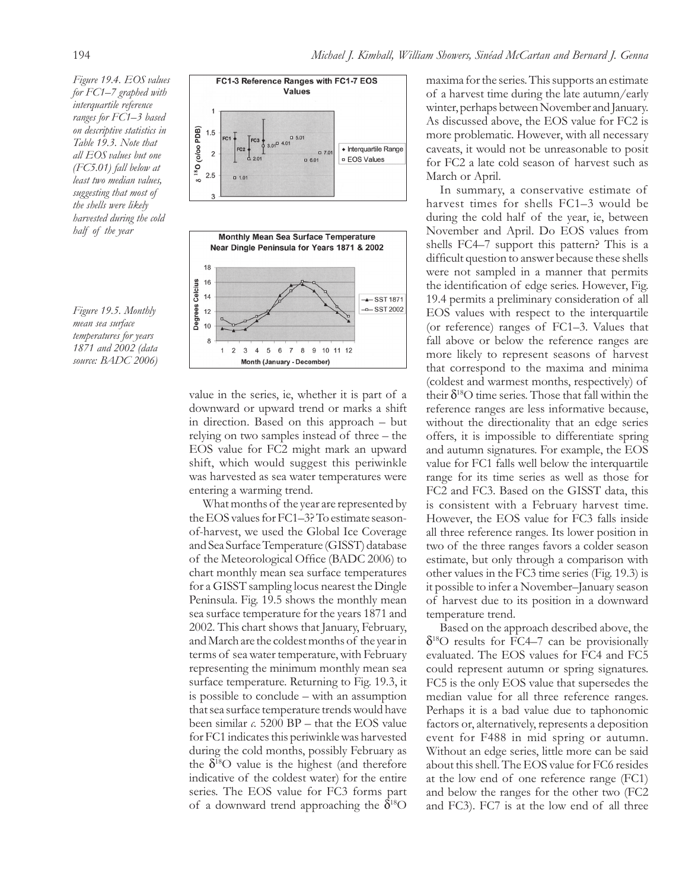*Figure 19.4. EOS values for FC1–7 graphed with interquartile reference ranges for FC1–3 based on descriptive statistics in Table 19.3. Note that all EOS values but one (FC5.01) fall below at least two median values, suggesting that most of the shells were likely harvested during the cold half of the year*

*Figure 19.5. Monthly mean sea surface temperatures for years 1871 and 2002 (data source: BADC 2006)*

value in the series, ie, whether it is part of a downward or upward trend or marks a shift in direction. Based on this approach – but relying on two samples instead of three – the EOS value for FC2 might mark an upward shift, which would suggest this periwinkle was harvested as sea water temperatures were entering a warming trend.

What months of the year are represented by the EOS values for FC1–3? To estimate season-of-harvest, we used the Global Ice Coverage and Sea Surface Temperature (GISST) database of the Meteorological Office (BADC 2006) to chart monthly mean sea surface temperatures for a GISST sampling locus nearest the Dingle Peninsula. Fig. 19.5 shows the monthly mean sea surface temperature for the years 1871 and 2002. This chart shows that January, February, and March are the coldest months of the year in terms of sea water temperature, with February representing the minimum monthly mean sea surface temperature. Returning to Fig. 19.3, it is possible to conclude – with an assumption that sea surface temperature trends would have been similar *c.* 5200 BP – that the EOS value for FC1 indicates this periwinkle was harvested during the cold months, possibly February as the $\delta^{18}O$ value is the highest (and therefore indicative of the coldest water) for the entire series. The EOS value for FC3 forms part of a downward trend approaching the $\delta^{18}O$ maxima for the series. This supports an estimate of a harvest time during the late autumn/early winter, perhaps between November and January. As discussed above, the EOS value for FC2 is more problematic. However, with all necessary caveats, it would not be unreasonable to posit for FC2 a late cold season of harvest such as March or April.

In summary, a conservative estimate of harvest times for shells FC1–3 would be during the cold half of the year, ie, between November and April. Do EOS values from shells FC4–7 support this pattern? This is a difficult question to answer because these shells were not sampled in a manner that permits the identification of edge series. However, Fig. 19.4 permits a preliminary consideration of all EOS values with respect to the interquartile (or reference) ranges of FC1–3. Values that fall above or below the reference ranges are more likely to represent seasons of harvest that correspond to the maxima and minima (coldest and warmest months, respectively) of their $\delta^{18}O$ time series. Those that fall within the reference ranges are less informative because, without the directionality that an edge series offers, it is impossible to differentiate spring and autumn signatures. For example, the EOS value for FC1 falls well below the interquartile range for its time series as well as those for FC2 and FC3. Based on the GISST data, this is consistent with a February harvest time. However, the EOS value for FC3 falls inside all three reference ranges. Its lower position in two of the three ranges favors a colder season estimate, but only through a comparison with other values in the FC3 time series (Fig. 19.3) is it possible to infer a November–January season of harvest due to its position in a downward temperature trend.

Based on the approach described above, the $\delta^{18}O$ results for FC4–7 can be provisionally evaluated. The EOS values for FC4 and FC5 could represent autumn or spring signatures. FC5 is the only EOS value that supersedes the median value for all three reference ranges. Perhaps it is a bad value due to taphonomic factors or, alternatively, represents a deposition event for F488 in mid spring or autumn. Without an edge series, little more can be said about this shell. The EOS value for FC6 resides at the low end of one reference range (FC1) and below the ranges for the other two (FC2 and FC3). FC7 is at the low end of all three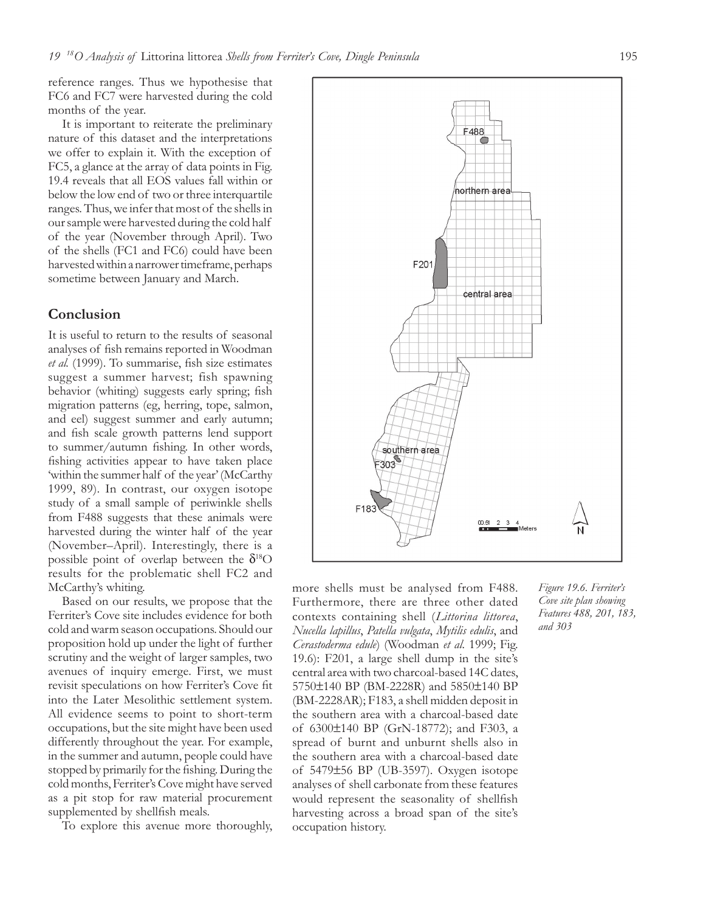reference ranges. Thus we hypothesise that FC6 and FC7 were harvested during the cold months of the year.

It is important to reiterate the preliminary nature of this dataset and the interpretations we offer to explain it. With the exception of FC5, a glance at the array of data points in Fig. 19.4 reveals that all EOS values fall within or below the low end of two or three interquartile ranges. Thus, we infer that most of the shells in our sample were harvested during the cold half of the year (November through April). Two of the shells (FC1 and FC6) could have been harvested within a narrower timeframe, perhaps sometime between January and March.

## Conclusion

It is useful to return to the results of seasonal analyses of fish remains reported in Woodman *et al.* (1999). To summarise, fish size estimates suggest a summer harvest; fish spawning behavior (whiting) suggests early spring; fish migration patterns (eg, herring, tope, salmon, and eel) suggest summer and early autumn; and fish scale growth patterns lend support to summer/autumn fishing. In other words, fishing activities appear to have taken place 'within the summer half of the year' (McCarthy 1999, 89). In contrast, our oxygen isotope study of a small sample of periwinkle shells from F488 suggests that these animals were harvested during the winter half of the year (November–April). Interestingly, there is a possible point of overlap between the $\delta^{18}O$ results for the problematic shell FC2 and McCarthy's whiting.

Based on our results, we propose that the Ferriter's Cove site includes evidence for both cold and warm season occupations. Should our proposition hold up under the light of further scrutiny and the weight of larger samples, two avenues of inquiry emerge. First, we must revisit speculations on how Ferriter's Cove fit into the Later Mesolithic settlement system. All evidence seems to point to short-term occupations, but the site might have been used differently throughout the year. For example, in the summer and autumn, people could have stopped by primarily for the fishing. During the cold months, Ferriter's Cove might have served as a pit stop for raw material procurement supplemented by shellfish meals.

To explore this avenue more thoroughly, more shells must be analysed from F488. Furthermore, there are three other dated contexts containing shell (*Littorina littorea*, *Nucella lapillus*, *Patella vulgata*, *Mytilis edulis*, and *Cerastoderma edule*) (Woodman *et al.* 1999; Fig. 19.6): F201, a large shell dump in the site's central area with two charcoal-based 14C dates, 5750±140 BP (BM-2228R) and 5850±140 BP (BM-2228AR); F183, a shell midden deposit in the southern area with a charcoal-based date of 6300±140 BP (GrN-18772); and F303, a spread of burnt and unburnt shells also in the southern area with a charcoal-based date of 5479±56 BP (UB-3597). Oxygen isotope analyses of shell carbonate from these features would represent the seasonality of shellfish harvesting across a broad span of the site's occupation history.

*Figure 19.6. Ferriter's Cove site plan showing Features 488, 201, 183, and 303*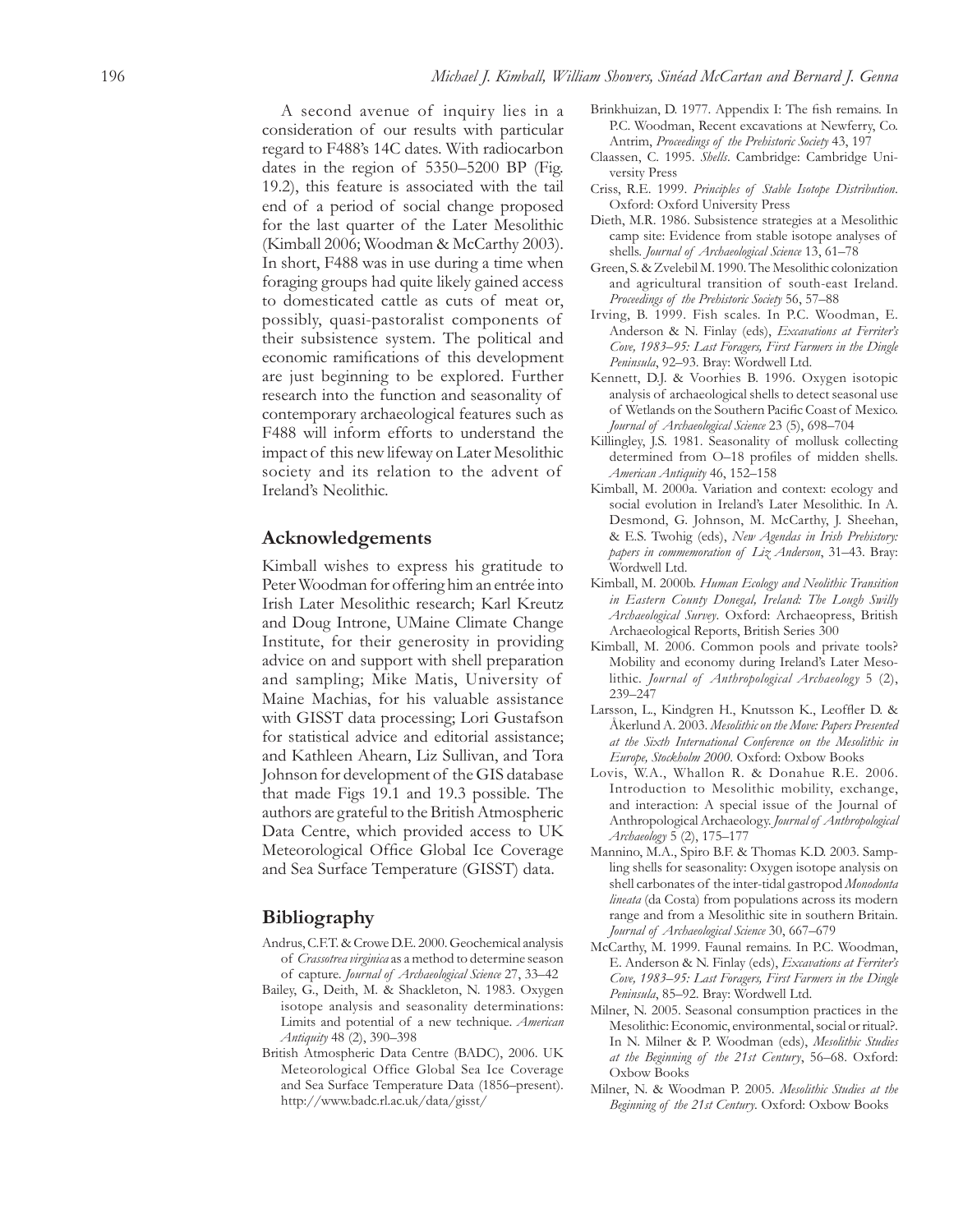A second avenue of inquiry lies in a consideration of our results with particular regard to F488's 14C dates. With radiocarbon dates in the region of 5350–5200 BP (Fig. 19.2), this feature is associated with the tail end of a period of social change proposed for the last quarter of the Later Mesolithic (Kimball 2006; Woodman & McCarthy 2003). In short, F488 was in use during a time when foraging groups had quite likely gained access to domesticated cattle as cuts of meat or, possibly, quasi-pastoralist components of their subsistence system. The political and economic ramifications of this development are just beginning to be explored. Further research into the function and seasonality of contemporary archaeological features such as F488 will inform efforts to understand the impact of this new lifeway on Later Mesolithic society and its relation to the advent of Ireland's Neolithic.

## Acknowledgements

Kimball wishes to express his gratitude to Peter Woodman for offering him an entrée into Irish Later Mesolithic research; Karl Kreutz and Doug Introne, UMaine Climate Change Institute, for their generosity in providing advice on and support with shell preparation and sampling; Mike Matis, University of Maine Machias, for his valuable assistance with GISST data processing; Lori Gustafson for statistical advice and editorial assistance; and Kathleen Ahearn, Liz Sullivan, and Tora Johnson for development of the GIS database that made Figs 19.1 and 19.3 possible. The authors are grateful to the British Atmospheric Data Centre, which provided access to UK Meteorological Office Global Ice Coverage and Sea Surface Temperature (GISST) data.

## Bibliography

Andrus, C.F.T. & Crowe D.E. 2000. Geochemical analysis of *Crassotrea virginica* as a method to determine season of capture. *Journal of Archaeological Science* 27, 33–42

Bailey, G., Deith, M. & Shackleton, N. 1983. Oxygen isotope analysis and seasonality determinations: Limits and potential of a new technique. *American Antiquity* 48 (2), 390–398

British Atmospheric Data Centre (BADC), 2006. UK Meteorological Office Global Sea Ice Coverage and Sea Surface Temperature Data (1856–present). http://www.badc.rl.ac.uk/data/gisst/

Brinkhuizan, D. 1977. Appendix I: The fish remains. In P.C. Woodman, Recent excavations at Newferry, Co. Antrim, *Proceedings of the Prehistoric Society* 43, 197

Claassen, C. 1995. *Shells*. Cambridge: Cambridge University Press

Criss, R.E. 1999. *Principles of Stable Isotope Distribution*. Oxford: Oxford University Press

Dieth, M.R. 1986. Subsistence strategies at a Mesolithic camp site: Evidence from stable isotope analyses of shells. *Journal of Archaeological Science* 13, 61–78

Green, S. & Zvelebil M. 1990. The Mesolithic colonization and agricultural transition of south-east Ireland. *Proceedings of the Prehistoric Society* 56, 57–88

Irving, B. 1999. Fish scales. In P.C. Woodman, E. Anderson & N. Finlay (eds), *Excavations at Ferriter's Cove, 1983–95: Last Foragers, First Farmers in the Dingle Peninsula*, 92–93. Bray: Wordwell Ltd.

Kennett, D.J. & Voorhies B. 1996. Oxygen isotopic analysis of archaeological shells to detect seasonal use of Wetlands on the Southern Pacific Coast of Mexico. *Journal of Archaeological Science* 23 (5), 698–704

Killingley, J.S. 1981. Seasonality of mollusk collecting determined from O–18 profiles of midden shells. *American Antiquity* 46, 152–158

Kimball, M. 2000a. Variation and context: ecology and social evolution in Ireland's Later Mesolithic. In A. Desmond, G. Johnson, M. McCarthy, J. Sheehan, & E.S. Twohig (eds), *New Agendas in Irish Prehistory: papers in commemoration of Liz Anderson*, 31–43. Bray: Wordwell Ltd.

Kimball, M. 2000b. *Human Ecology and Neolithic Transition in Eastern County Donegal, Ireland: The Lough Swilly Archaeological Survey*. Oxford: Archaeopress, British Archaeological Reports, British Series 300

Kimball, M. 2006. Common pools and private tools? Mobility and economy during Ireland's Later Mesolithic. *Journal of Anthropological Archaeology* 5 (2), 239–247

Larsson, L., Kindgren H., Knutsson K., Leoffler D. & Åkerlund A. 2003. *Mesolithic on the Move: Papers Presented at the Sixth International Conference on the Mesolithic in Europe, Stockholm 2000*. Oxford: Oxbow Books

Lovis, W.A., Whallon R. & Donahue R.E. 2006. Introduction to Mesolithic mobility, exchange, and interaction: A special issue of the Journal of Anthropological Archaeology. *Journal of Anthropological Archaeology* 5 (2), 175–177

Mannino, M.A., Spiro B.F. & Thomas K.D. 2003. Sampling shells for seasonality: Oxygen isotope analysis on shell carbonates of the inter-tidal gastropod *Monodonta lineata* (da Costa) from populations across its modern range and from a Mesolithic site in southern Britain. *Journal of Archaeological Science* 30, 667–679

McCarthy, M. 1999. Faunal remains. In P.C. Woodman, E. Anderson & N. Finlay (eds), *Excavations at Ferriter's Cove, 1983–95: Last Foragers, First Farmers in the Dingle Peninsula*, 85–92. Bray: Wordwell Ltd.

Milner, N. 2005. Seasonal consumption practices in the Mesolithic: Economic, environmental, social or ritual?. In N. Milner & P. Woodman (eds), *Mesolithic Studies at the Beginning of the 21st Century*, 56–68. Oxford: Oxbow Books

Milner, N. & Woodman P. 2005. *Mesolithic Studies at the Beginning of the 21st Century*. Oxford: Oxbow Books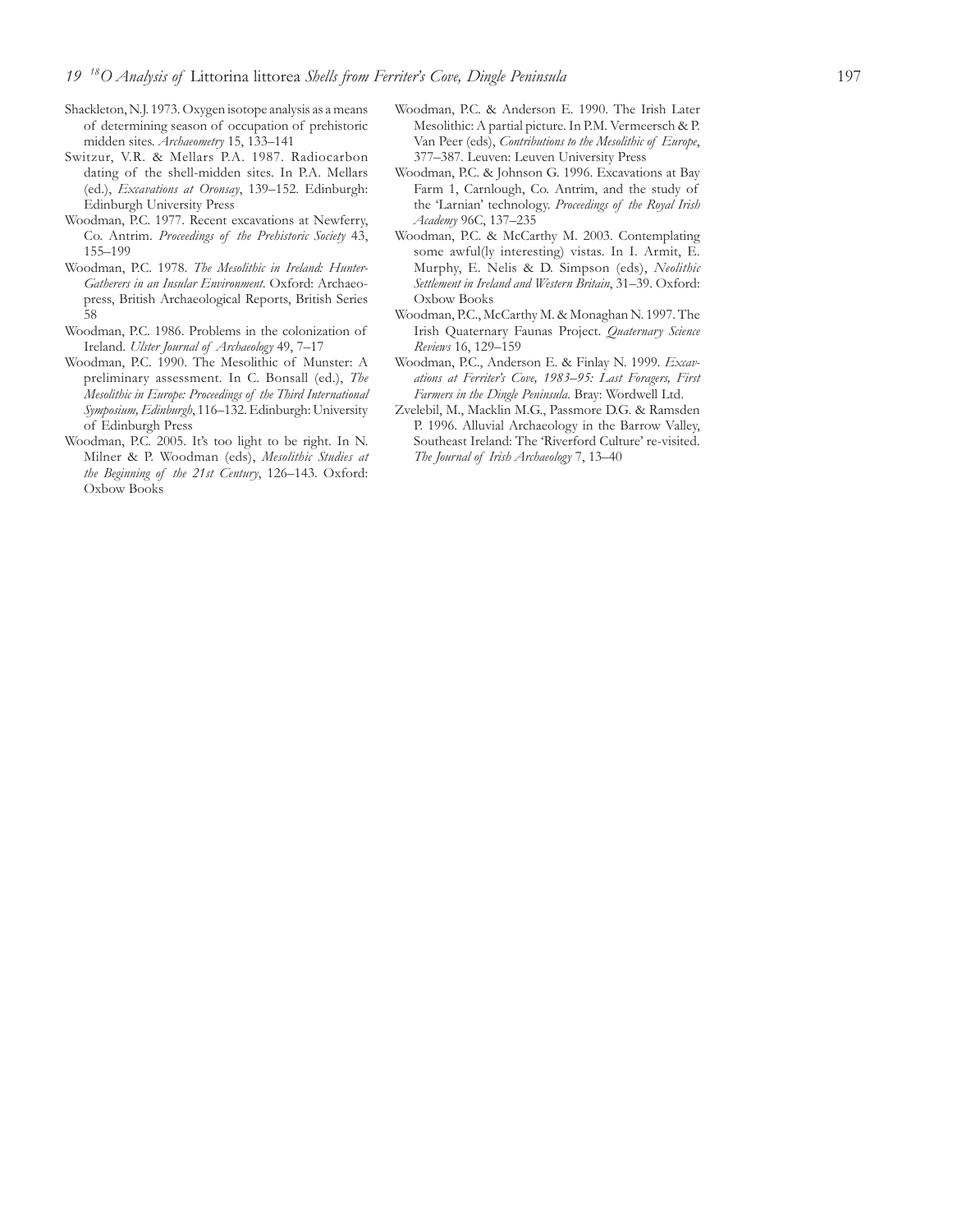Shackleton, N.J. 1973. Oxygen isotope analysis as a means of determining season of occupation of prehistoric midden sites. *Archaeometry* 15, 133–141

Switzur, V.R. & Mellars P.A. 1987. Radiocarbon dating of the shell-midden sites. In P.A. Mellars (ed.), *Excavations at Oronsay*, 139–152. Edinburgh: Edinburgh University Press

Woodman, P.C. 1977. Recent excavations at Newferry, Co. Antrim. *Proceedings of the Prehistoric Society* 43, 155–199

Woodman, P.C. 1978. *The Mesolithic in Ireland: Hunter-Gatherers in an Insular Environment*. Oxford: Archaeopress, British Archaeological Reports, British Series 58

Woodman, P.C. 1986. Problems in the colonization of Ireland. *Ulster Journal of Archaeology* 49, 7–17

Woodman, P.C. 1990. The Mesolithic of Munster: A preliminary assessment. In C. Bonsall (ed.), *The Mesolithic in Europe: Proceedings of the Third International Symposium, Edinburgh*, 116–132. Edinburgh: University of Edinburgh Press

Woodman, P.C. 2005. It's too light to be right. In N. Milner & P. Woodman (eds), *Mesolithic Studies at the Beginning of the 21st Century*, 126–143. Oxford: Oxbow Books

Woodman, P.C. & Anderson E. 1990. The Irish Later Mesolithic: A partial picture. In P.M. Vermeersch & P. Van Peer (eds), *Contributions to the Mesolithic of Europe*, 377–387. Leuven: Leuven University Press

Woodman, P.C. & Johnson G. 1996. Excavations at Bay Farm 1, Carnlough, Co. Antrim, and the study of the 'Larnian' technology. *Proceedings of the Royal Irish Academy* 96C, 137–235

Woodman, P.C. & McCarthy M. 2003. Contemplating some awful(ly interesting) vistas. In I. Armit, E. Murphy, E. Nelis & D. Simpson (eds), *Neolithic Settlement in Ireland and Western Britain*, 31–39. Oxford: Oxbow Books

Woodman, P.C., McCarthy M. & Monaghan N. 1997. The Irish Quaternary Faunas Project. *Quaternary Science Reviews* 16, 129–159

Woodman, P.C., Anderson E. & Finlay N. 1999. *Excavations at Ferriter's Cove, 1983–95: Last Foragers, First Farmers in the Dingle Peninsula*. Bray: Wordwell Ltd.

Zvelebil, M., Macklin M.G., Passmore D.G. & Ramsden P. 1996. Alluvial Archaeology in the Barrow Valley, Southeast Ireland: The 'Riverford Culture' re-visited. *The Journal of Irish Archaeology* 7, 13–40